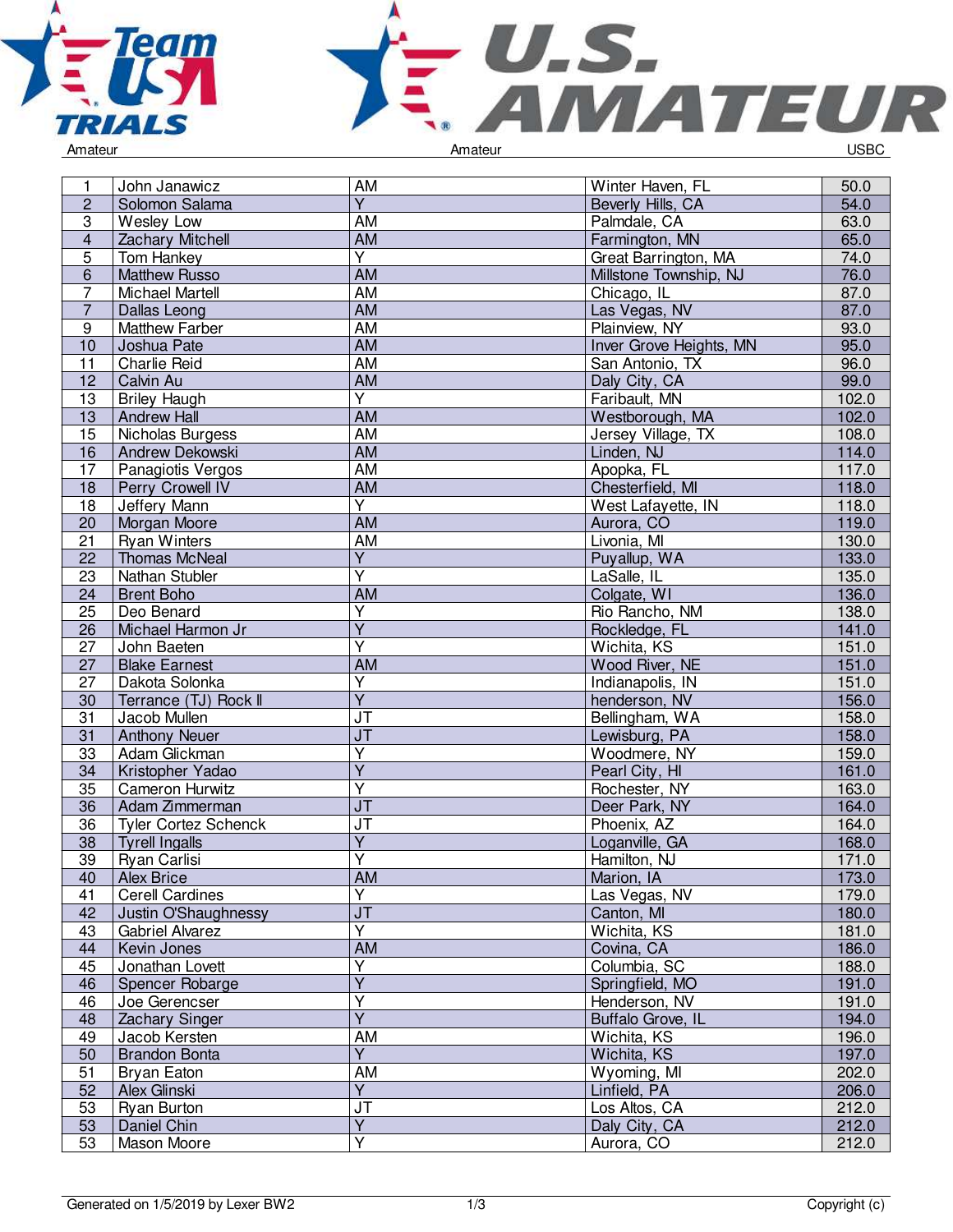Amateur | Amateur | USBC

| | | | | |
|---|---|---|---|---|
| 1 | John Janawicz | AM | Winter Haven, FL | 50.0 |
| 2 | Solomon Salama | Y | Beverly Hills, CA | 54.0 |
| 3 | Wesley Low | AM | Palmdale, CA | 63.0 |
| 4 | Zachary Mitchell | AM | Farmington, MN | 65.0 |
| 5 | Tom Hankey | Y | Great Barrington, MA | 74.0 |
| 6 | Matthew Russo | AM | Millstone Township, NJ | 76.0 |
| 7 | Michael Martell | AM | Chicago, IL | 87.0 |
| 7 | Dallas Leong | AM | Las Vegas, NV | 87.0 |
| 9 | Matthew Farber | AM | Plainview, NY | 93.0 |
| 10 | Joshua Pate | AM | Inver Grove Heights, MN | 95.0 |
| 11 | Charlie Reid | AM | San Antonio, TX | 96.0 |
| 12 | Calvin Au | AM | Daly City, CA | 99.0 |
| 13 | Briley Haugh | Y | Faribault, MN | 102.0 |
| 13 | Andrew Hall | AM | Westborough, MA | 102.0 |
| 15 | Nicholas Burgess | AM | Jersey Village, TX | 108.0 |
| 16 | Andrew Dekowski | AM | Linden, NJ | 114.0 |
| 17 | Panagiotis Vergos | AM | Apopka, FL | 117.0 |
| 18 | Perry Crowell IV | AM | Chesterfield, MI | 118.0 |
| 18 | Jeffery Mann | Y | West Lafayette, IN | 118.0 |
| 20 | Morgan Moore | AM | Aurora, CO | 119.0 |
| 21 | Ryan Winters | AM | Livonia, MI | 130.0 |
| 22 | Thomas McNeal | Y | Puyallup, WA | 133.0 |
| 23 | Nathan Stubler | Y | LaSalle, IL | 135.0 |
| 24 | Brent Boho | AM | Colgate, WI | 136.0 |
| 25 | Deo Benard | Y | Rio Rancho, NM | 138.0 |
| 26 | Michael Harmon Jr | Y | Rockledge, FL | 141.0 |
| 27 | John Baeten | Y | Wichita, KS | 151.0 |
| 27 | Blake Earnest | AM | Wood River, NE | 151.0 |
| 27 | Dakota Solonka | Y | Indianapolis, IN | 151.0 |
| 30 | Terrance (TJ) Rock ll | Y | henderson, NV | 156.0 |
| 31 | Jacob Mullen | JT | Bellingham, WA | 158.0 |
| 31 | Anthony Neuer | JT | Lewisburg, PA | 158.0 |
| 33 | Adam Glickman | Y | Woodmere, NY | 159.0 |
| 34 | Kristopher Yadao | Y | Pearl City, HI | 161.0 |
| 35 | Cameron Hurwitz | Y | Rochester, NY | 163.0 |
| 36 | Adam Zimmerman | JT | Deer Park, NY | 164.0 |
| 36 | Tyler Cortez Schenck | JT | Phoenix, AZ | 164.0 |
| 38 | Tyrell Ingalls | Y | Loganville, GA | 168.0 |
| 39 | Ryan Carlisi | Y | Hamilton, NJ | 171.0 |
| 40 | Alex Brice | AM | Marion, IA | 173.0 |
| 41 | Cerell Cardines | Y | Las Vegas, NV | 179.0 |
| 42 | Justin O'Shaughnessy | JT | Canton, MI | 180.0 |
| 43 | Gabriel Alvarez | Y | Wichita, KS | 181.0 |
| 44 | Kevin Jones | AM | Covina, CA | 186.0 |
| 45 | Jonathan Lovett | Y | Columbia, SC | 188.0 |
| 46 | Spencer Robarge | Y | Springfield, MO | 191.0 |
| 46 | Joe Gerencser | Y | Henderson, NV | 191.0 |
| 48 | Zachary Singer | Y | Buffalo Grove, IL | 194.0 |
| 49 | Jacob Kersten | AM | Wichita, KS | 196.0 |
| 50 | Brandon Bonta | Y | Wichita, KS | 197.0 |
| 51 | Bryan Eaton | AM | Wyoming, MI | 202.0 |
| 52 | Alex Glinski | Y | Linfield, PA | 206.0 |
| 53 | Ryan Burton | JT | Los Altos, CA | 212.0 |
| 53 | Daniel Chin | Y | Daly City, CA | 212.0 |
| 53 | Mason Moore | Y | Aurora, CO | 212.0 |

Generated on 1/5/2019 by Lexer BW2 | Copyright (c)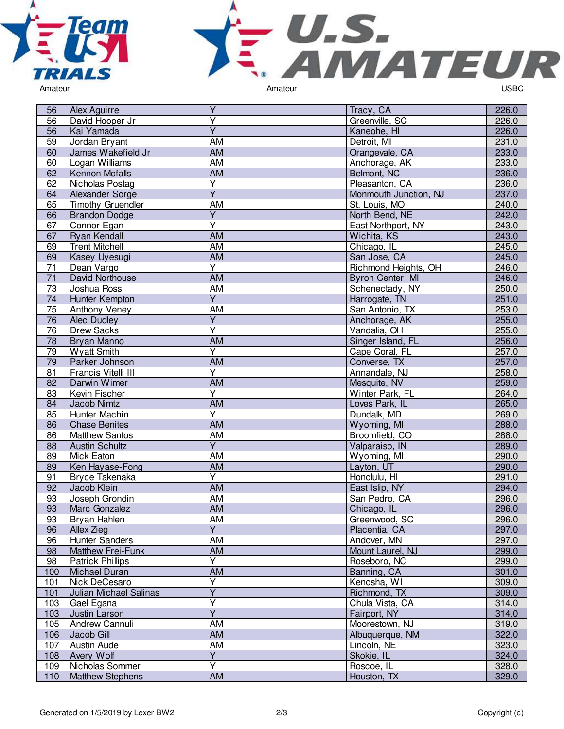Amateur Amateur USBC

| | | | | |
|---|---|---|---|---|
| 56 | Alex Aguirre | Y | Tracy, CA | 226.0 |
| 56 | David Hooper Jr | Y | Greenville, SC | 226.0 |
| 56 | Kai Yamada | Y | Kaneohe, HI | 226.0 |
| 59 | Jordan Bryant | AM | Detroit, MI | 231.0 |
| 60 | James Wakefield Jr | AM | Orangevale, CA | 233.0 |
| 60 | Logan Williams | AM | Anchorage, AK | 233.0 |
| 62 | Kennon Mcfalls | AM | Belmont, NC | 236.0 |
| 62 | Nicholas Postag | Y | Pleasanton, CA | 236.0 |
| 64 | Alexander Sorge | Y | Monmouth Junction, NJ | 237.0 |
| 65 | Timothy Gruendler | AM | St. Louis, MO | 240.0 |
| 66 | Brandon Dodge | Y | North Bend, NE | 242.0 |
| 67 | Connor Egan | Y | East Northport, NY | 243.0 |
| 67 | Ryan Kendall | AM | Wichita, KS | 243.0 |
| 69 | Trent Mitchell | AM | Chicago, IL | 245.0 |
| 69 | Kasey Uyesugi | AM | San Jose, CA | 245.0 |
| 71 | Dean Vargo | Y | Richmond Heights, OH | 246.0 |
| 71 | David Northouse | AM | Byron Center, MI | 246.0 |
| 73 | Joshua Ross | AM | Schenectady, NY | 250.0 |
| 74 | Hunter Kempton | Y | Harrogate, TN | 251.0 |
| 75 | Anthony Veney | AM | San Antonio, TX | 253.0 |
| 76 | Alec Dudley | Y | Anchorage, AK | 255.0 |
| 76 | Drew Sacks | Y | Vandalia, OH | 255.0 |
| 78 | Bryan Manno | AM | Singer Island, FL | 256.0 |
| 79 | Wyatt Smith | Y | Cape Coral, FL | 257.0 |
| 79 | Parker Johnson | AM | Converse, TX | 257.0 |
| 81 | Francis Vitelli III | Y | Annandale, NJ | 258.0 |
| 82 | Darwin Wimer | AM | Mesquite, NV | 259.0 |
| 83 | Kevin Fischer | Y | Winter Park, FL | 264.0 |
| 84 | Jacob Nimtz | AM | Loves Park, IL | 265.0 |
| 85 | Hunter Machin | Y | Dundalk, MD | 269.0 |
| 86 | Chase Benites | AM | Wyoming, MI | 288.0 |
| 86 | Matthew Santos | AM | Broomfield, CO | 288.0 |
| 88 | Austin Schultz | Y | Valparaiso, IN | 289.0 |
| 89 | Mick Eaton | AM | Wyoming, MI | 290.0 |
| 89 | Ken Hayase-Fong | AM | Layton, UT | 290.0 |
| 91 | Bryce Takenaka | Y | Honolulu, HI | 291.0 |
| 92 | Jacob Klein | AM | East Islip, NY | 294.0 |
| 93 | Joseph Grondin | AM | San Pedro, CA | 296.0 |
| 93 | Marc Gonzalez | AM | Chicago, IL | 296.0 |
| 93 | Bryan Hahlen | AM | Greenwood, SC | 296.0 |
| 96 | Allex Zieg | Y | Placentia, CA | 297.0 |
| 96 | Hunter Sanders | AM | Andover, MN | 297.0 |
| 98 | Matthew Frei-Funk | AM | Mount Laurel, NJ | 299.0 |
| 98 | Patrick Phillips | Y | Roseboro, NC | 299.0 |
| 100 | Michael Duran | AM | Banning, CA | 301.0 |
| 101 | Nick DeCesaro | Y | Kenosha, WI | 309.0 |
| 101 | Julian Michael Salinas | Y | Richmond, TX | 309.0 |
| 103 | Gael Egana | Y | Chula Vista, CA | 314.0 |
| 103 | Justin Larson | Y | Fairport, NY | 314.0 |
| 105 | Andrew Cannuli | AM | Moorestown, NJ | 319.0 |
| 106 | Jacob Gill | AM | Albuquerque, NM | 322.0 |
| 107 | Austin Aude | AM | Lincoln, NE | 323.0 |
| 108 | Avery Wolf | Y | Skokie, IL | 324.0 |
| 109 | Nicholas Sommer | Y | Roscoe, IL | 328.0 |
| 110 | Matthew Stephens | AM | Houston, TX | 329.0 |

Generated on 1/5/2019 by Lexer BW2 Copyright (c)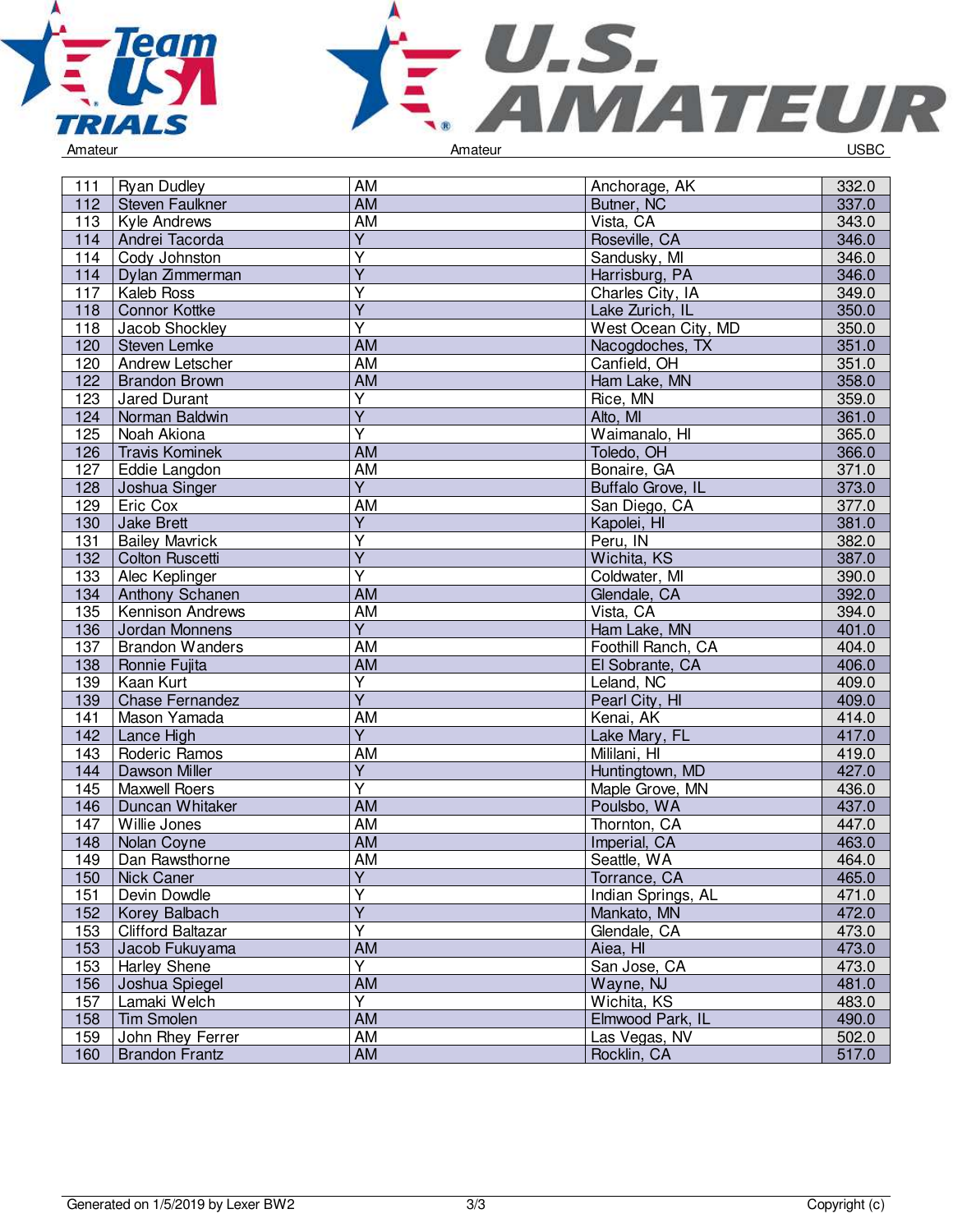| | | | | |
|---|---|---|---|---|
| 111 | Ryan Dudley | AM | Anchorage, AK | 332.0 |
| 112 | Steven Faulkner | AM | Butner, NC | 337.0 |
| 113 | Kyle Andrews | AM | Vista, CA | 343.0 |
| 114 | Andrei Tacorda | Y | Roseville, CA | 346.0 |
| 114 | Cody Johnston | Y | Sandusky, MI | 346.0 |
| 114 | Dylan Zimmerman | Y | Harrisburg, PA | 346.0 |
| 117 | Kaleb Ross | Y | Charles City, IA | 349.0 |
| 118 | Connor Kottke | Y | Lake Zurich, IL | 350.0 |
| 118 | Jacob Shockley | Y | West Ocean City, MD | 350.0 |
| 120 | Steven Lemke | AM | Nacogdoches, TX | 351.0 |
| 120 | Andrew Letscher | AM | Canfield, OH | 351.0 |
| 122 | Brandon Brown | AM | Ham Lake, MN | 358.0 |
| 123 | Jared Durant | Y | Rice, MN | 359.0 |
| 124 | Norman Baldwin | Y | Alto, MI | 361.0 |
| 125 | Noah Akiona | Y | Waimanalo, HI | 365.0 |
| 126 | Travis Kominek | AM | Toledo, OH | 366.0 |
| 127 | Eddie Langdon | AM | Bonaire, GA | 371.0 |
| 128 | Joshua Singer | Y | Buffalo Grove, IL | 373.0 |
| 129 | Eric Cox | AM | San Diego, CA | 377.0 |
| 130 | Jake Brett | Y | Kapolei, HI | 381.0 |
| 131 | Bailey Mavrick | Y | Peru, IN | 382.0 |
| 132 | Colton Ruscetti | Y | Wichita, KS | 387.0 |
| 133 | Alec Keplinger | Y | Coldwater, MI | 390.0 |
| 134 | Anthony Schanen | AM | Glendale, CA | 392.0 |
| 135 | Kennison Andrews | AM | Vista, CA | 394.0 |
| 136 | Jordan Monnens | Y | Ham Lake, MN | 401.0 |
| 137 | Brandon Wanders | AM | Foothill Ranch, CA | 404.0 |
| 138 | Ronnie Fujita | AM | El Sobrante, CA | 406.0 |
| 139 | Kaan Kurt | Y | Leland, NC | 409.0 |
| 139 | Chase Fernandez | Y | Pearl City, HI | 409.0 |
| 141 | Mason Yamada | AM | Kenai, AK | 414.0 |
| 142 | Lance High | Y | Lake Mary, FL | 417.0 |
| 143 | Roderic Ramos | AM | Mililani, HI | 419.0 |
| 144 | Dawson Miller | Y | Huntingtown, MD | 427.0 |
| 145 | Maxwell Roers | Y | Maple Grove, MN | 436.0 |
| 146 | Duncan Whitaker | AM | Poulsbo, WA | 437.0 |
| 147 | Willie Jones | AM | Thornton, CA | 447.0 |
| 148 | Nolan Coyne | AM | Imperial, CA | 463.0 |
| 149 | Dan Rawsthorne | AM | Seattle, WA | 464.0 |
| 150 | Nick Caner | Y | Torrance, CA | 465.0 |
| 151 | Devin Dowdle | Y | Indian Springs, AL | 471.0 |
| 152 | Korey Balbach | Y | Mankato, MN | 472.0 |
| 153 | Clifford Baltazar | Y | Glendale, CA | 473.0 |
| 153 | Jacob Fukuyama | AM | Aiea, HI | 473.0 |
| 153 | Harley Shene | Y | San Jose, CA | 473.0 |
| 156 | Joshua Spiegel | AM | Wayne, NJ | 481.0 |
| 157 | Lamaki Welch | Y | Wichita, KS | 483.0 |
| 158 | Tim Smolen | AM | Elmwood Park, IL | 490.0 |
| 159 | John Rhey Ferrer | AM | Las Vegas, NV | 502.0 |
| 160 | Brandon Frantz | AM | Rocklin, CA | 517.0 |

Generated on 1/5/2019 by Lexer BW2 Copyright (c)